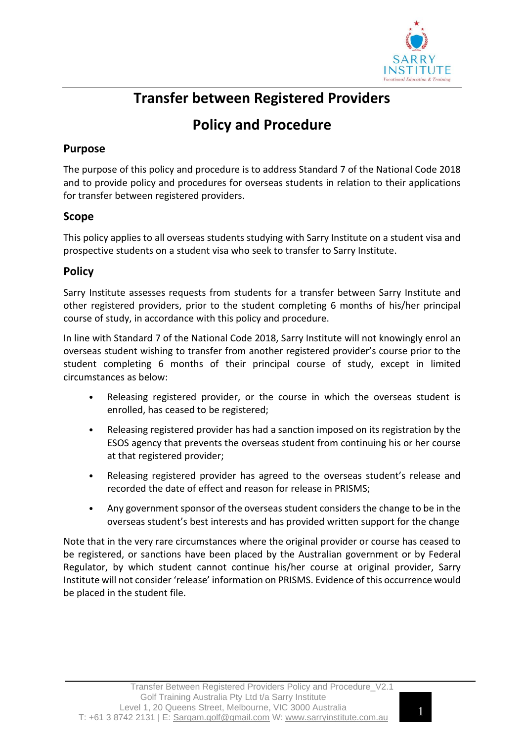# Transfer between Registered Providers

# Policy and Procedure

## Purpose

The purpose of this policy and procedure is to address Standard 7 of the National Code 2018 and to provide policy and procedures for overseas students in relation to their applications for transfer between registered providers.

## Scope

This policy applies to all overseas students studying with Sarry Institute on a student visa and prospective students on a student visa who seek to transfer to Sarry Institute.

## Policy

Sarry Institute assesses requests from students for a transfer between Sarry Institute and other registered providers, prior to the student completing 6 months of his/her principal course of study, in accordance with this policy and procedure.

In line with Standard 7 of the National Code 2018, Sarry Institute will not knowingly enrol an overseas student wishing to transfer from another registered provider's course prior to the student completing 6 months of their principal course of study, except in limited circumstances as below:

- Releasing registered provider, or the course in which the overseas student is enrolled, has ceased to be registered;
- Releasing registered provider has had a sanction imposed on its registration by the ESOS agency that prevents the overseas student from continuing his or her course at that registered provider;
- Releasing registered provider has agreed to the overseas student's release and recorded the date of effect and reason for release in PRISMS;
- Any government sponsor of the overseas student considers the change to be in the overseas student's best interests and has provided written support for the change

Note that in the very rare circumstances where the original provider or course has ceased to be registered, or sanctions have been placed by the Australian government or by Federal Regulator, by which student cannot continue his/her course at original provider, Sarry Institute will not consider 'release' information on PRISMS. Evidence of this occurrence would be placed in the student file.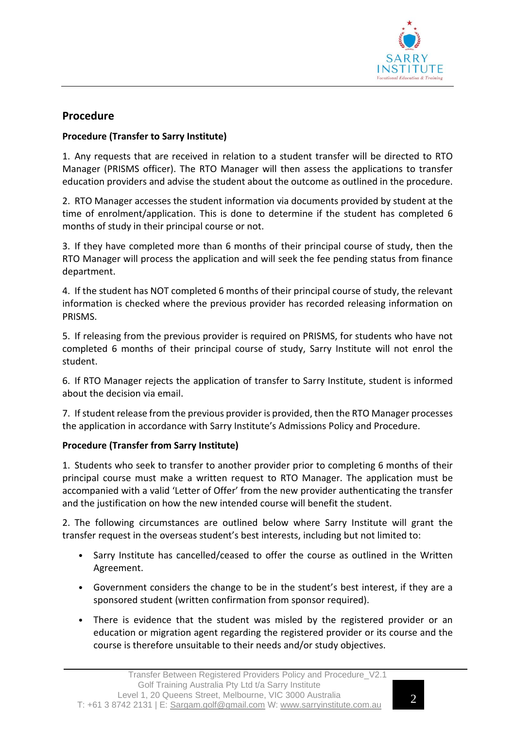## Procedure

### Procedure (Transfer to Sarry Institute)

1. Any requests that are received in relation to a student transfer will be directed to RTO Manager (PRISMS officer). The RTO Manager will then assess the applications to transfer education providers and advise the student about the outcome as outlined in the procedure.

2. RTO Manager accesses the student information via documents provided by student at the time of enrolment/application. This is done to determine if the student has completed 6 months of study in their principal course or not.

3. If they have completed more than 6 months of their principal course of study, then the RTO Manager will process the application and will seek the fee pending status from finance department.

4. If the student has NOT completed 6 months of their principal course of study, the relevant information is checked where the previous provider has recorded releasing information on PRISMS.

5. If releasing from the previous provider is required on PRISMS, for students who have not completed 6 months of their principal course of study, Sarry Institute will not enrol the student.

6. If RTO Manager rejects the application of transfer to Sarry Institute, student is informed about the decision via email.

7. If student release from the previous provider is provided, then the RTO Manager processes the application in accordance with Sarry Institute's Admissions Policy and Procedure.

### Procedure (Transfer from Sarry Institute)

1. Students who seek to transfer to another provider prior to completing 6 months of their principal course must make a written request to RTO Manager. The application must be accompanied with a valid 'Letter of Offer' from the new provider authenticating the transfer and the justification on how the new intended course will benefit the student.

2. The following circumstances are outlined below where Sarry Institute will grant the transfer request in the overseas student's best interests, including but not limited to:

- Sarry Institute has cancelled/ceased to offer the course as outlined in the Written Agreement.
- Government considers the change to be in the student's best interest, if they are a sponsored student (written confirmation from sponsor required).
- There is evidence that the student was misled by the registered provider or an education or migration agent regarding the registered provider or its course and the course is therefore unsuitable to their needs and/or study objectives.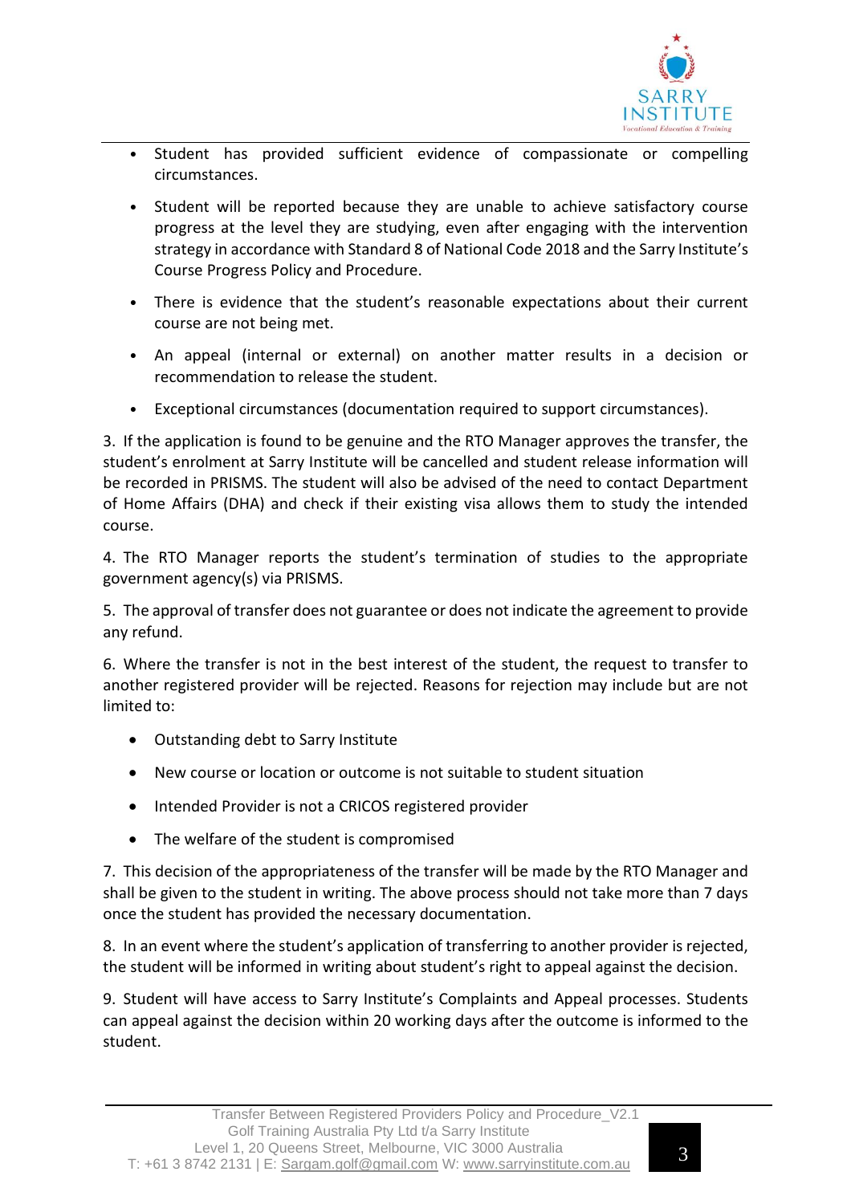- Student has provided sufficient evidence of compassionate or compelling circumstances.
- Student will be reported because they are unable to achieve satisfactory course progress at the level they are studying, even after engaging with the intervention strategy in accordance with Standard 8 of National Code 2018 and the Sarry Institute's Course Progress Policy and Procedure.
- There is evidence that the student's reasonable expectations about their current course are not being met.
- An appeal (internal or external) on another matter results in a decision or recommendation to release the student.
- Exceptional circumstances (documentation required to support circumstances).

3. If the application is found to be genuine and the RTO Manager approves the transfer, the student's enrolment at Sarry Institute will be cancelled and student release information will be recorded in PRISMS. The student will also be advised of the need to contact Department of Home Affairs (DHA) and check if their existing visa allows them to study the intended course.

4. The RTO Manager reports the student's termination of studies to the appropriate government agency(s) via PRISMS.

5. The approval of transfer does not guarantee or does not indicate the agreement to provide any refund.

6. Where the transfer is not in the best interest of the student, the request to transfer to another registered provider will be rejected. Reasons for rejection may include but are not limited to:

- Outstanding debt to Sarry Institute
- New course or location or outcome is not suitable to student situation
- Intended Provider is not a CRICOS registered provider
- The welfare of the student is compromised

7. This decision of the appropriateness of the transfer will be made by the RTO Manager and shall be given to the student in writing. The above process should not take more than 7 days once the student has provided the necessary documentation.

8. In an event where the student's application of transferring to another provider is rejected, the student will be informed in writing about student's right to appeal against the decision.

9. Student will have access to Sarry Institute's Complaints and Appeal processes. Students can appeal against the decision within 20 working days after the outcome is informed to the student.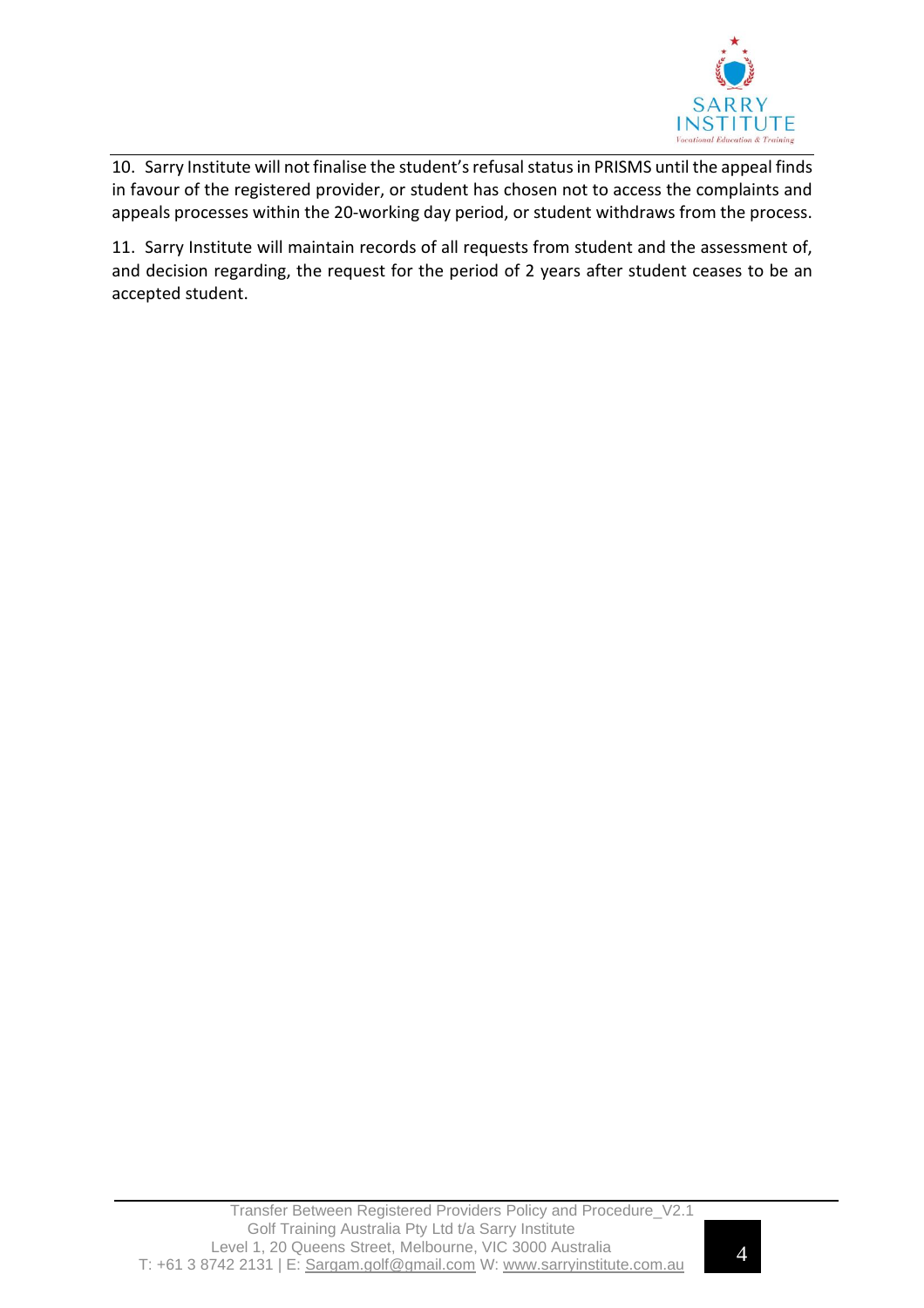10. Sarry Institute will not finalise the student's refusal status in PRISMS until the appeal finds in favour of the registered provider, or student has chosen not to access the complaints and appeals processes within the 20-working day period, or student withdraws from the process.

11. Sarry Institute will maintain records of all requests from student and the assessment of, and decision regarding, the request for the period of 2 years after student ceases to be an accepted student.